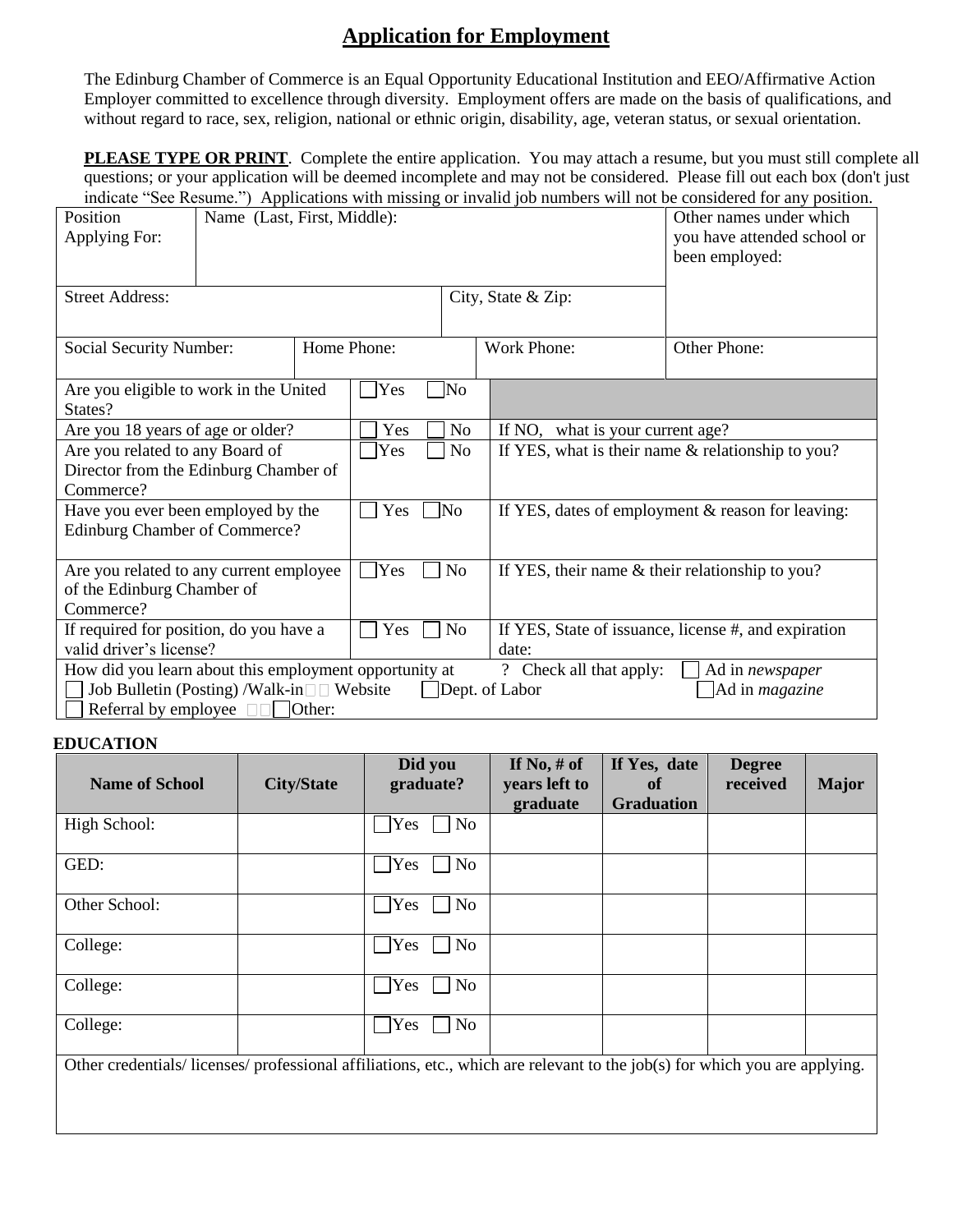# Application for Employment

The Edinburg Chamber of Commerce is an Equal Opportunity Educational Institution and EEO/Affirmative Action Employer committed to excellence through diversity. Employment offers are made on the basis of qualifications, and without regard to race, sex, religion, national or ethnic origin, disability, age, veteran status, or sexual orientation.

**PLEASE TYPE OR PRINT**. Complete the entire application. You may attach a resume, but you must still complete all questions; or your application will be deemed incomplete and may not be considered. Please fill out each box (don't just indicate "See Resume.") Applications with missing or invalid job numbers will not be considered for any position.

| Position Applying For: | Name (Last, First, Middle): | | Other names under which you have attended school or been employed: |
|---|---|---|---|
| Street Address: | | City, State & Zip: | |
| Social Security Number: | Home Phone: | Work Phone: | Other Phone: |

| | | |
|---|---|---|
| Are you eligible to work in the United States? | ☐ Yes ☐ No | |
| Are you 18 years of age or older? | ☐ Yes ☐ No | If NO, what is your current age? |
| Are you related to any Board of Director from the Edinburg Chamber of Commerce? | ☐ Yes ☐ No | If YES, what is their name & relationship to you? |
| Have you ever been employed by the Edinburg Chamber of Commerce? | ☐ Yes ☐ No | If YES, dates of employment & reason for leaving: |
| Are you related to any current employee of the Edinburg Chamber of Commerce? | ☐ Yes ☐ No | If YES, their name & their relationship to you? |
| If required for position, do you have a valid driver's license? | ☐ Yes ☐ No | If YES, State of issuance, license #, and expiration date: |

How did you learn about this employment opportunity at ? Check all that apply: ☐ Ad in *newspaper* ☐ Job Bulletin (Posting) /Walk-in ☐ Website ☐ Dept. of Labor ☐ Ad in *magazine* ☐ Referral by employee ☐ Other:

**EDUCATION**

| Name of School | City/State | Did you graduate? | If No, # of years left to graduate | If Yes, date of Graduation | Degree received | Major |
|---|---|---|---|---|---|---|
| High School: | | ☐ Yes ☐ No | | | | |
| GED: | | ☐ Yes ☐ No | | | | |
| Other School: | | ☐ Yes ☐ No | | | | |
| College: | | ☐ Yes ☐ No | | | | |
| College: | | ☐ Yes ☐ No | | | | |
| College: | | ☐ Yes ☐ No | | | | |

Other credentials/ licenses/ professional affiliations, etc., which are relevant to the job(s) for which you are applying.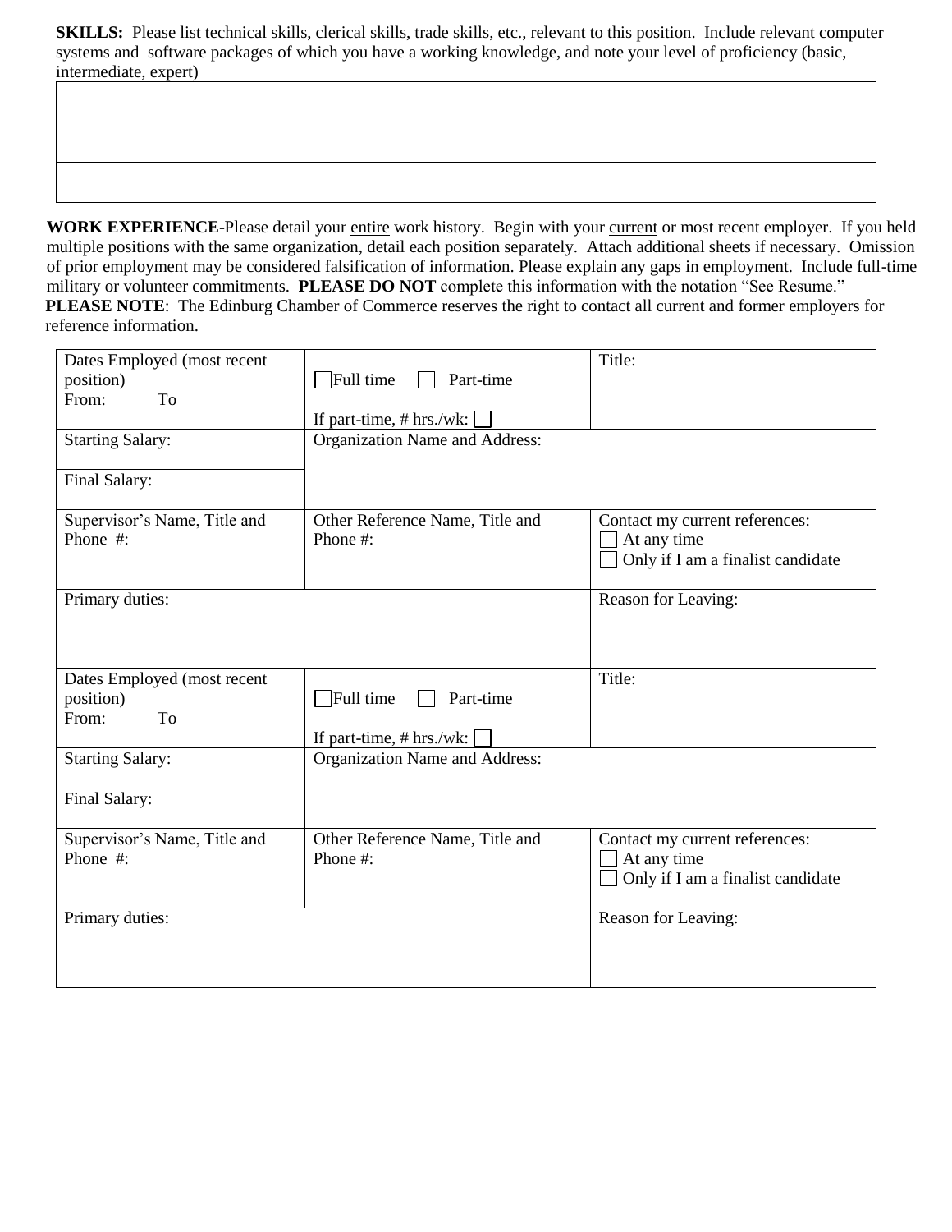**SKILLS:** Please list technical skills, clerical skills, trade skills, etc., relevant to this position. Include relevant computer systems and software packages of which you have a working knowledge, and note your level of proficiency (basic, intermediate, expert)

| |
|---|
| |
| |
| |

**WORK EXPERIENCE**-Please detail your entire work history. Begin with your current or most recent employer. If you held multiple positions with the same organization, detail each position separately. Attach additional sheets if necessary. Omission of prior employment may be considered falsification of information. Please explain any gaps in employment. Include full-time military or volunteer commitments. **PLEASE DO NOT** complete this information with the notation "See Resume."
**PLEASE NOTE**: The Edinburg Chamber of Commerce reserves the right to contact all current and former employers for reference information.

| | | |
|---|---|---|
| Dates Employed (most recent position)<br>From: To | ☐ Full time ☐ Part-time<br><br>If part-time, # hrs./wk: ☐ | Title: |
| Starting Salary:<br><br>Final Salary: | Organization Name and Address: | |
| Supervisor's Name, Title and Phone #: | Other Reference Name, Title and Phone #: | Contact my current references:<br>☐ At any time<br>☐ Only if I am a finalist candidate |
| Primary duties: | | Reason for Leaving: |

| | | |
|---|---|---|
| Dates Employed (most recent position)<br>From: To | ☐ Full time ☐ Part-time<br><br>If part-time, # hrs./wk: ☐ | Title: |
| Starting Salary:<br><br>Final Salary: | Organization Name and Address: | |
| Supervisor's Name, Title and Phone #: | Other Reference Name, Title and Phone #: | Contact my current references:<br>☐ At any time<br>☐ Only if I am a finalist candidate |
| Primary duties: | | Reason for Leaving: |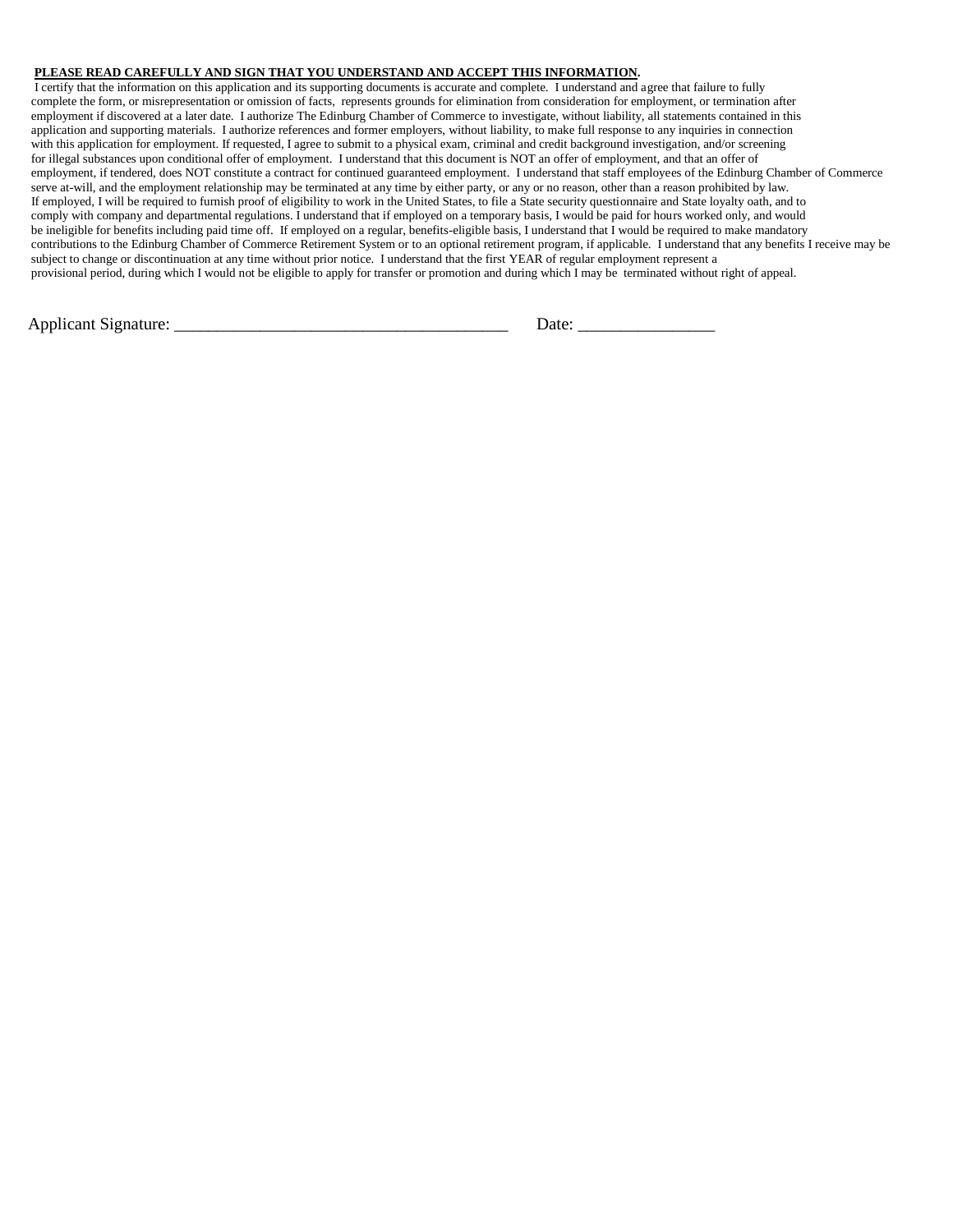**PLEASE READ CAREFULLY AND SIGN THAT YOU UNDERSTAND AND ACCEPT THIS INFORMATION.**

I certify that the information on this application and its supporting documents is accurate and complete. I understand and agree that failure to fully complete the form, or misrepresentation or omission of facts, represents grounds for elimination from consideration for employment, or termination after employment if discovered at a later date. I authorize The Edinburg Chamber of Commerce to investigate, without liability, all statements contained in this application and supporting materials. I authorize references and former employers, without liability, to make full response to any inquiries in connection with this application for employment. If requested, I agree to submit to a physical exam, criminal and credit background investigation, and/or screening for illegal substances upon conditional offer of employment. I understand that this document is NOT an offer of employment, and that an offer of employment, if tendered, does NOT constitute a contract for continued guaranteed employment. I understand that staff employees of the Edinburg Chamber of Commerce serve at-will, and the employment relationship may be terminated at any time by either party, or any or no reason, other than a reason prohibited by law. If employed, I will be required to furnish proof of eligibility to work in the United States, to file a State security questionnaire and State loyalty oath, and to comply with company and departmental regulations. I understand that if employed on a temporary basis, I would be paid for hours worked only, and would be ineligible for benefits including paid time off. If employed on a regular, benefits-eligible basis, I understand that I would be required to make mandatory contributions to the Edinburg Chamber of Commerce Retirement System or to an optional retirement program, if applicable. I understand that any benefits I receive may be subject to change or discontinuation at any time without prior notice. I understand that the first YEAR of regular employment represent a provisional period, during which I would not be eligible to apply for transfer or promotion and during which I may be terminated without right of appeal.

Applicant Signature: ________________________________________ Date: ________________